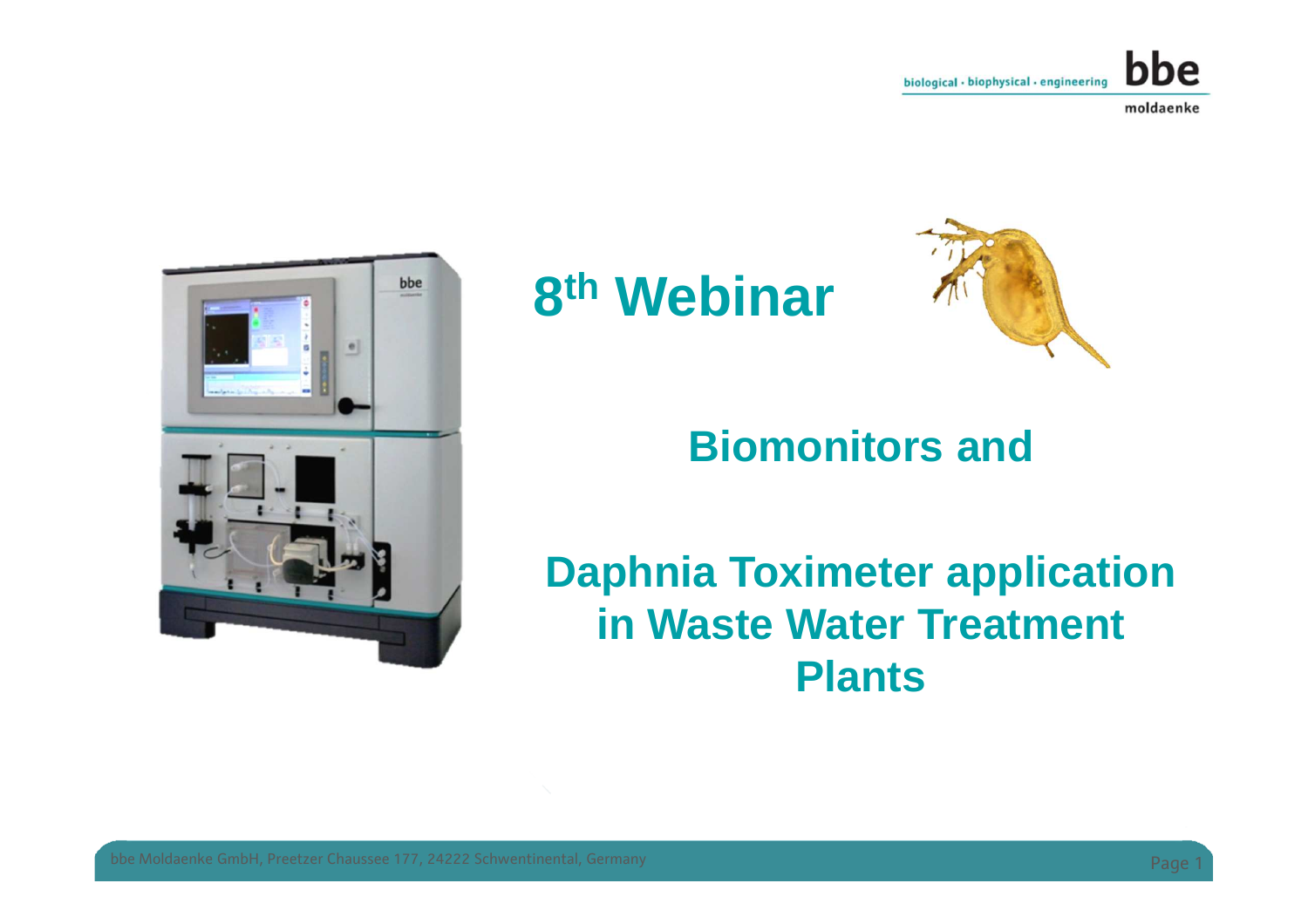# 8th Webinar

## Biomonitors and

## Daphnia Toximeter application in Waste Water Treatment Plants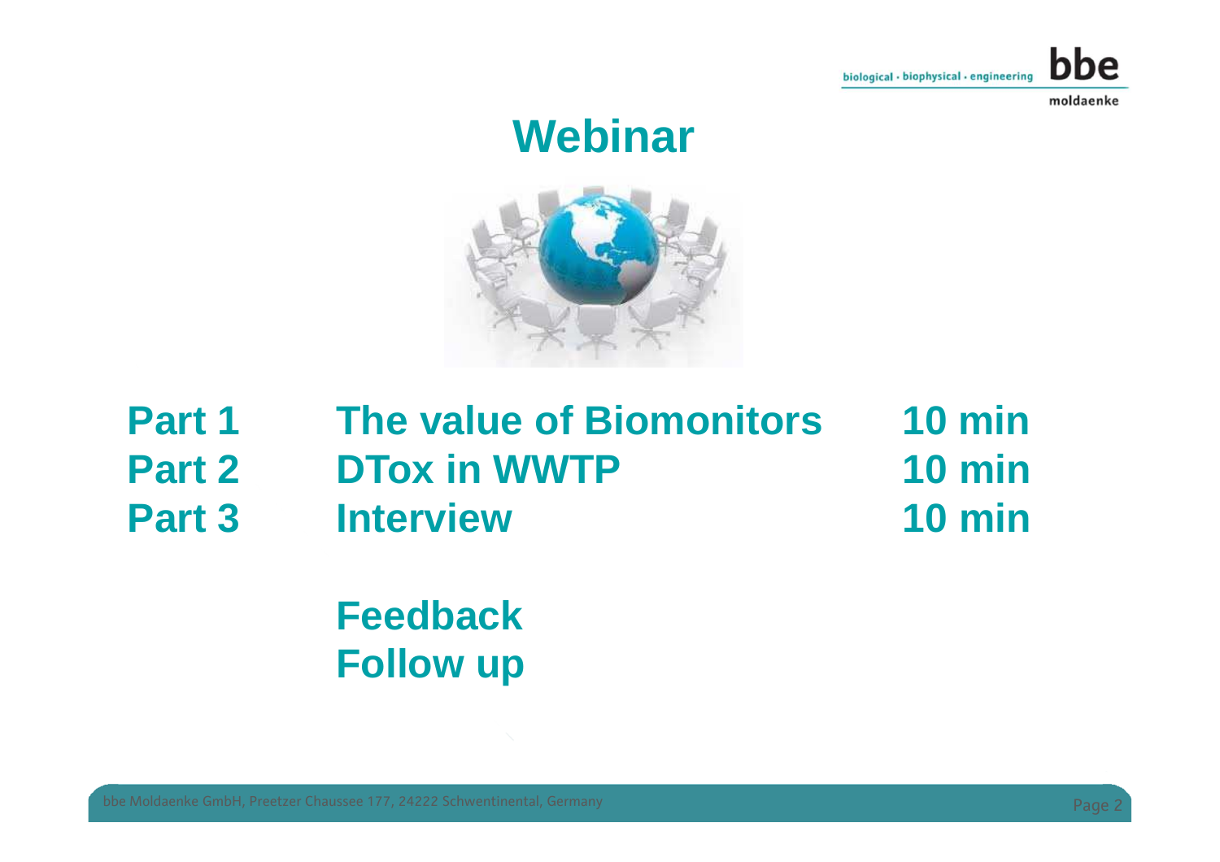# Webinar

| | | |
|---|---|---|
| **Part 1** | **The value of Biomonitors** | **10 min** |
| **Part 2** | **DTox in WWTP** | **10 min** |
| **Part 3** | **Interview** | **10 min** |

**Feedback**
**Follow up**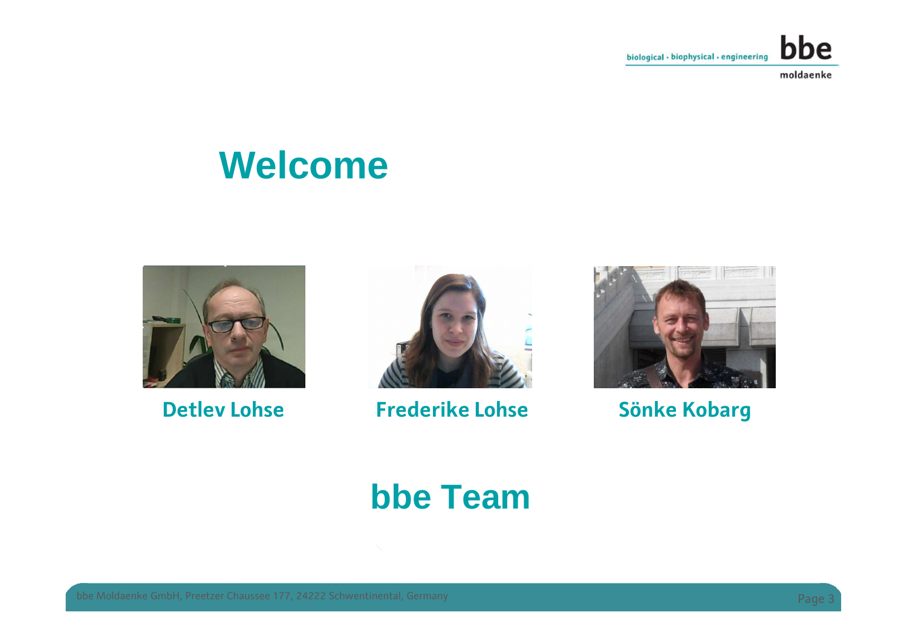# Welcome

**Detlev Lohse**

**Frederike Lohse**

**Sönke Kobarg**

## bbe Team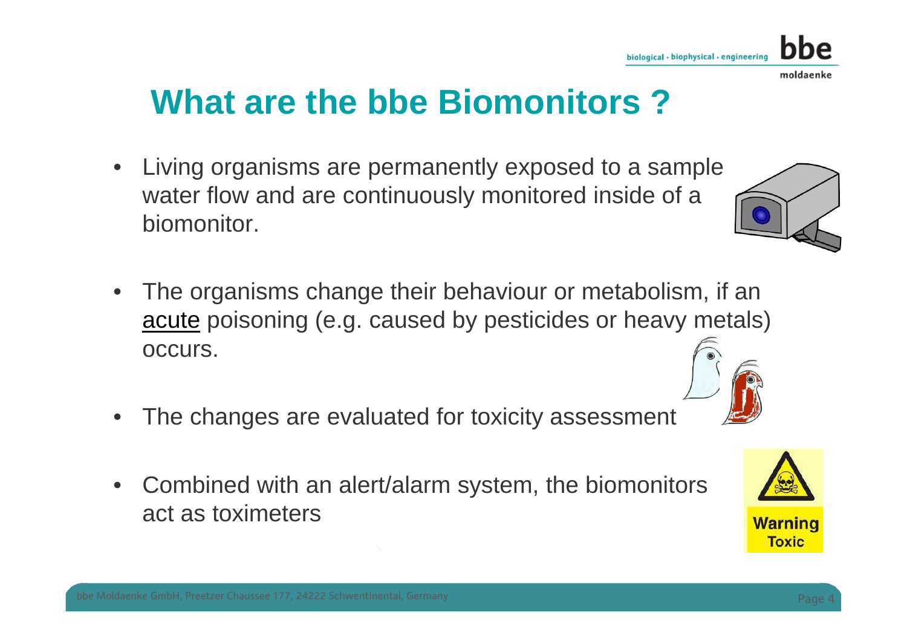# What are the bbe Biomonitors ?

- Living organisms are permanently exposed to a sample water flow and are continuously monitored inside of a biomonitor.
- The organisms change their behaviour or metabolism, if an acute poisoning (e.g. caused by pesticides or heavy metals) occurs.
- The changes are evaluated for toxicity assessment
- Combined with an alert/alarm system, the biomonitors act as toximeters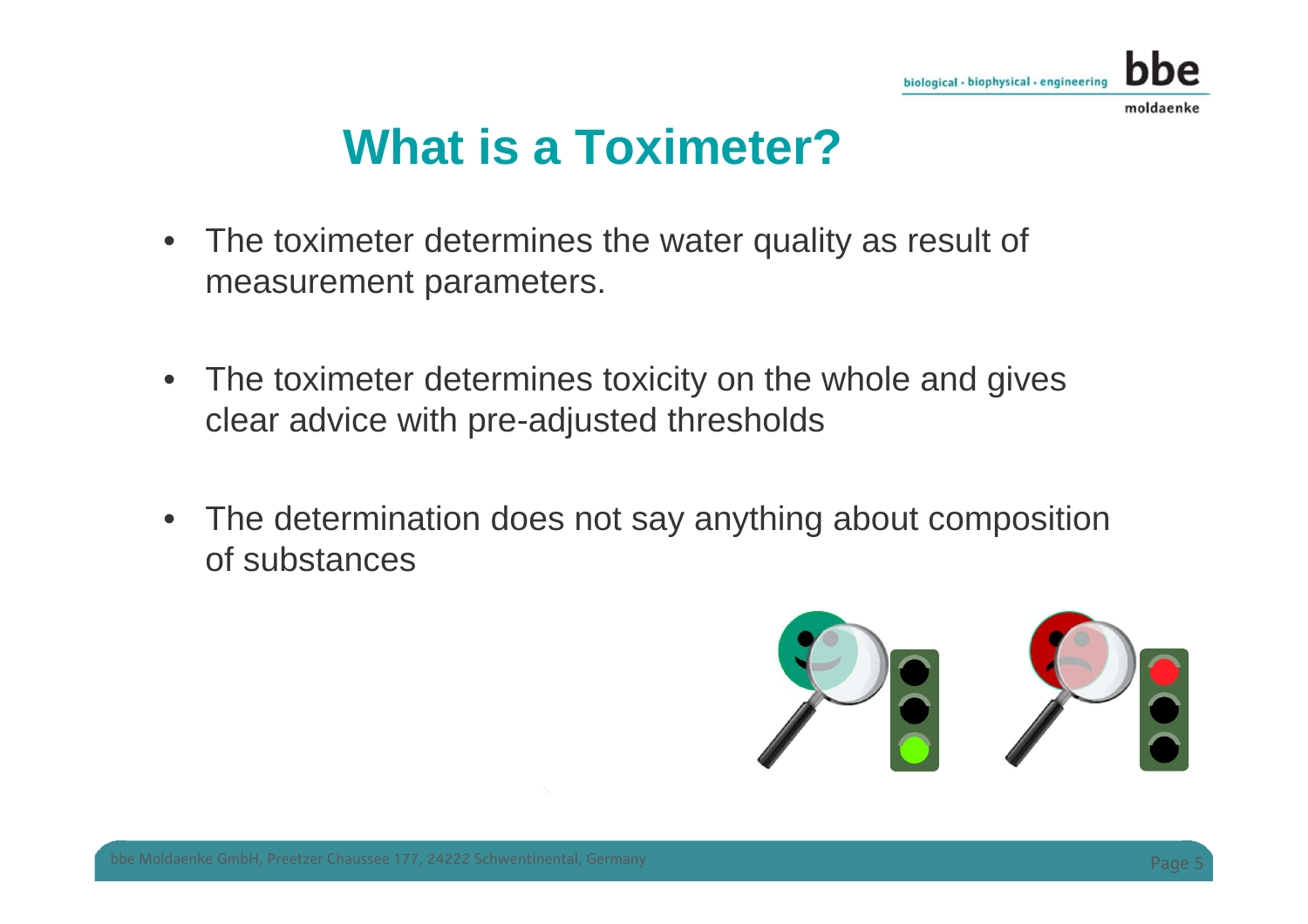# What is a Toximeter?

- The toximeter determines the water quality as result of measurement parameters.
- The toximeter determines toxicity on the whole and gives clear advice with pre-adjusted thresholds
- The determination does not say anything about composition of substances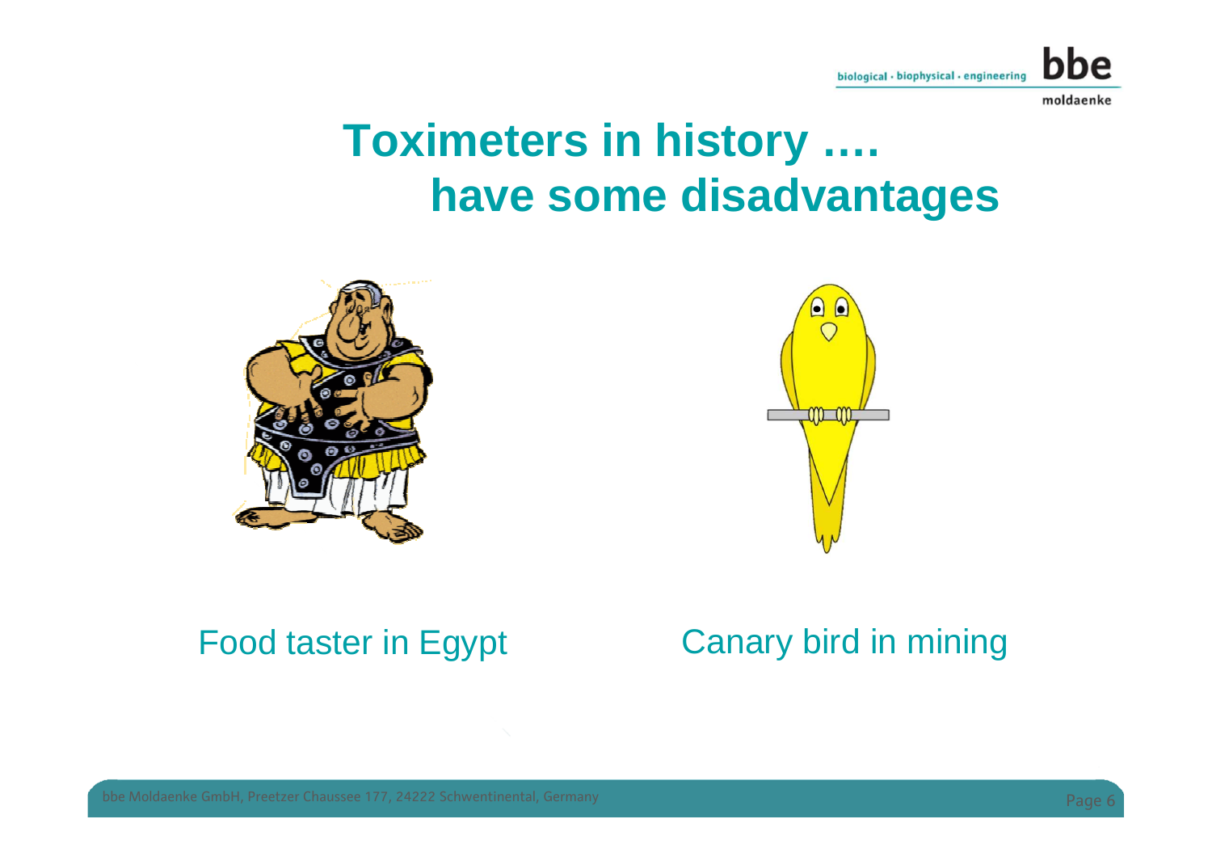# Toximeters in history ….
# have some disadvantages

Food taster in Egypt

Canary bird in mining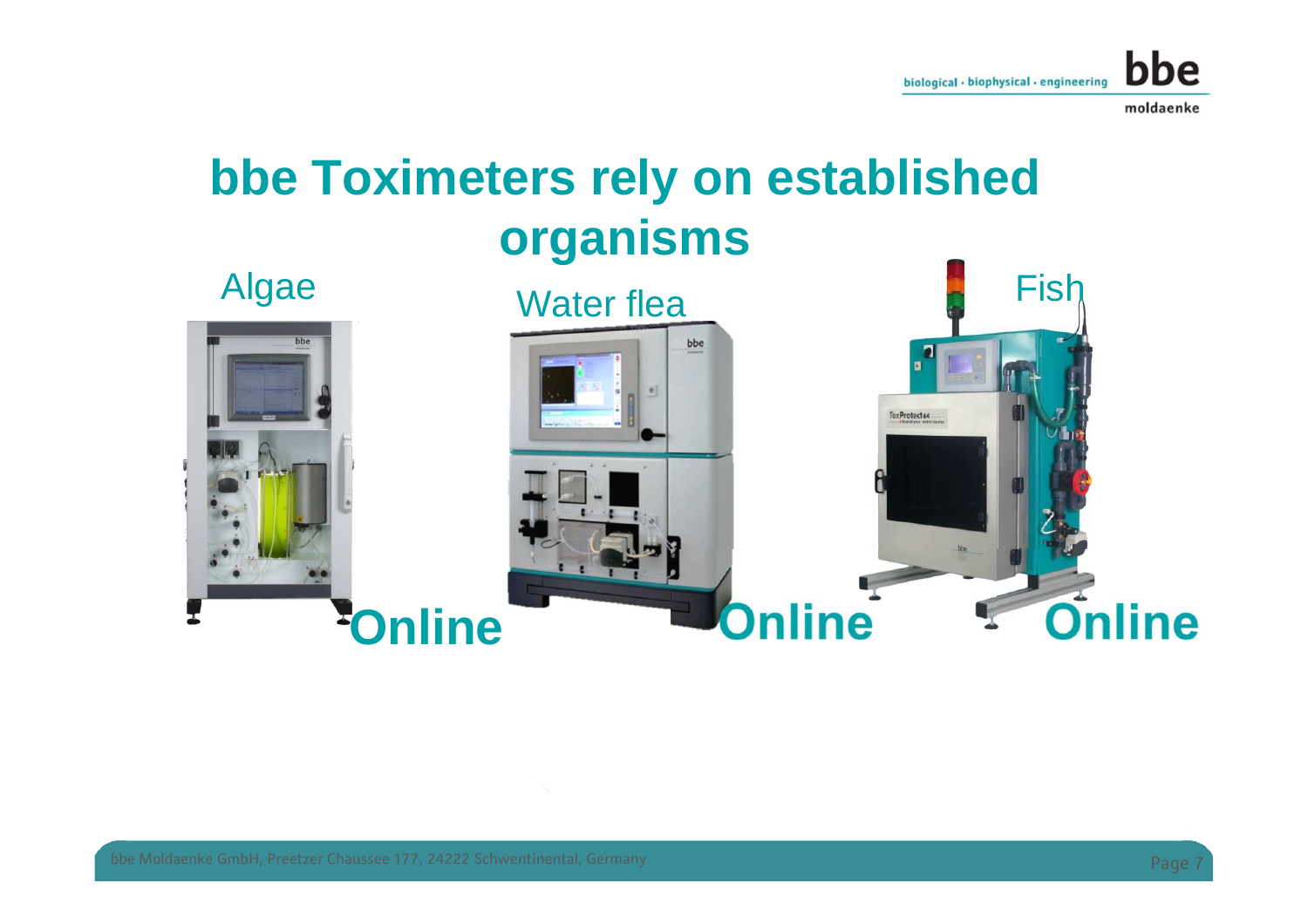# bbe Toximeters rely on established organisms

Algae

Water flea

Fish

**Online**

**Online**

**Online**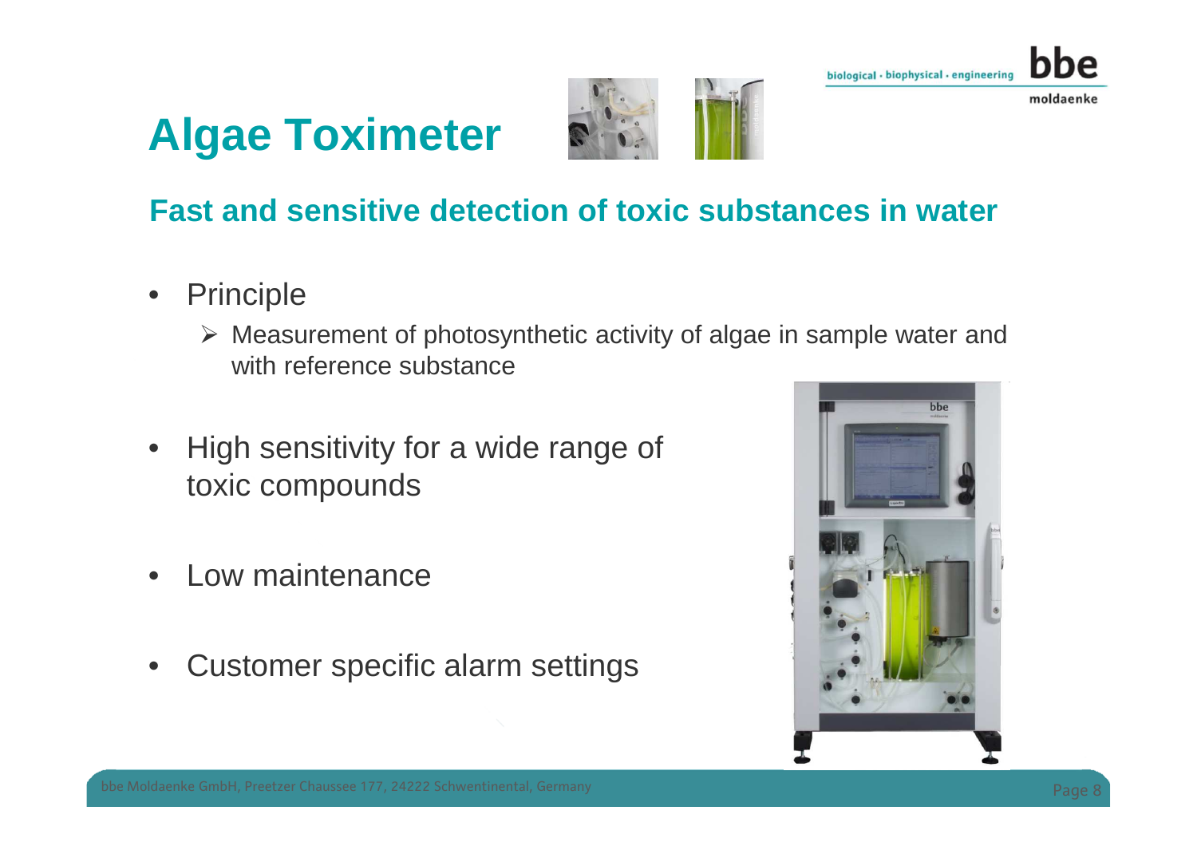# Algae Toximeter

## Fast and sensitive detection of toxic substances in water

- Principle
  - Measurement of photosynthetic activity of algae in sample water and with reference substance
- High sensitivity for a wide range of toxic compounds
- Low maintenance
- Customer specific alarm settings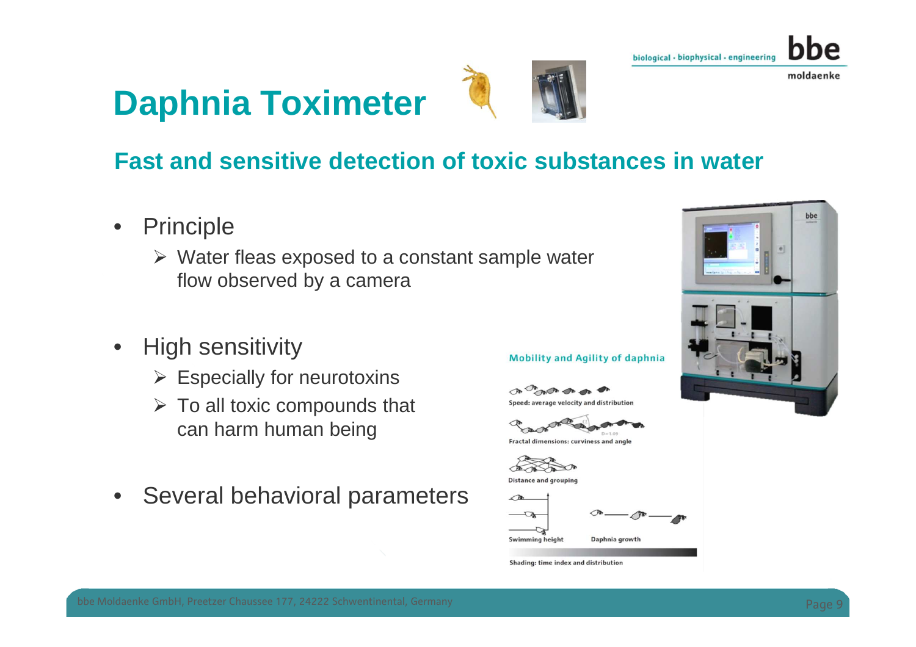# Daphnia Toximeter

## Fast and sensitive detection of toxic substances in water

- Principle
  - Water fleas exposed to a constant sample water flow observed by a camera
- High sensitivity
  - Especially for neurotoxins
  - To all toxic compounds that can harm human being
- Several behavioral parameters

**Mobility and Agility of daphnia**

Speed: average velocity and distribution

Fractal dimensions: curviness and angle

Distance and grouping

Swimming height

Daphnia growth

Shading: time index and distribution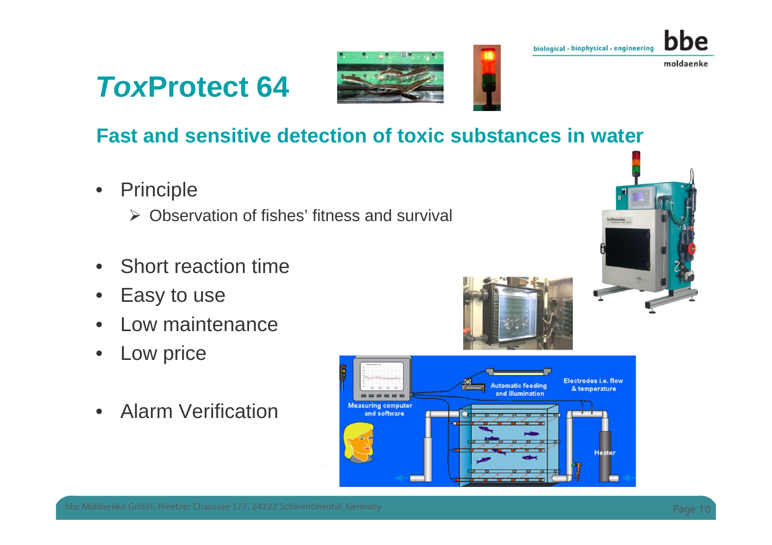# *Tox*Protect 64

## Fast and sensitive detection of toxic substances in water

- Principle
  - Observation of fishes' fitness and survival

- Short reaction time
- Easy to use
- Low maintenance
- Low price

- Alarm Verification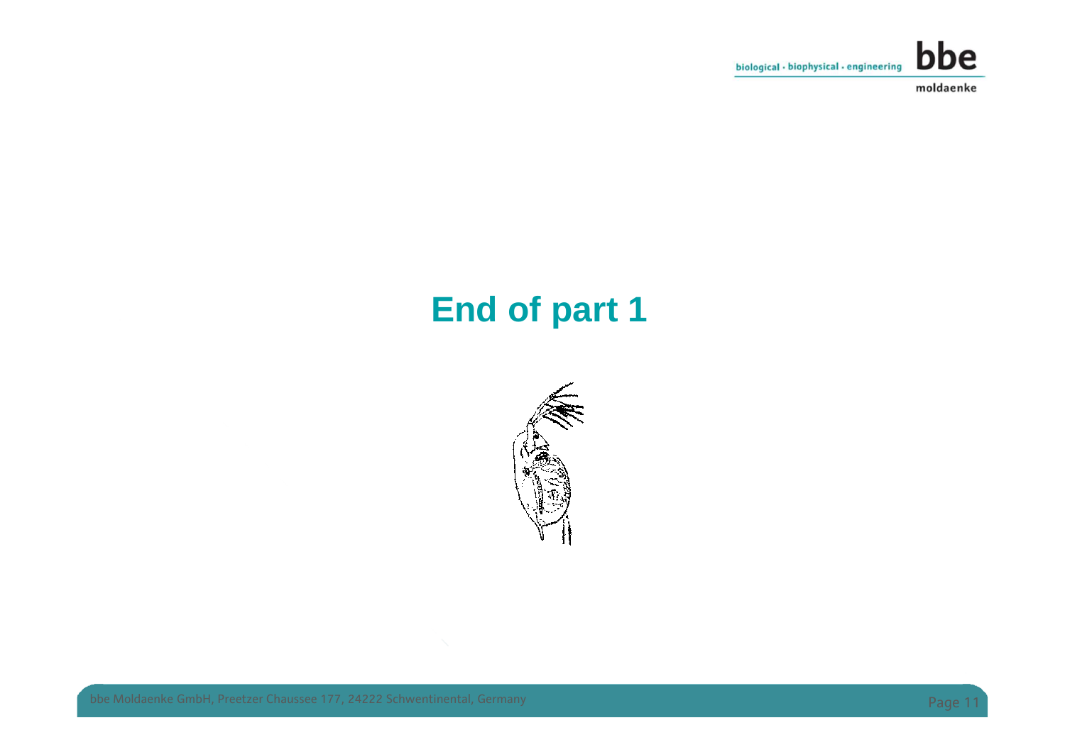# End of part 1